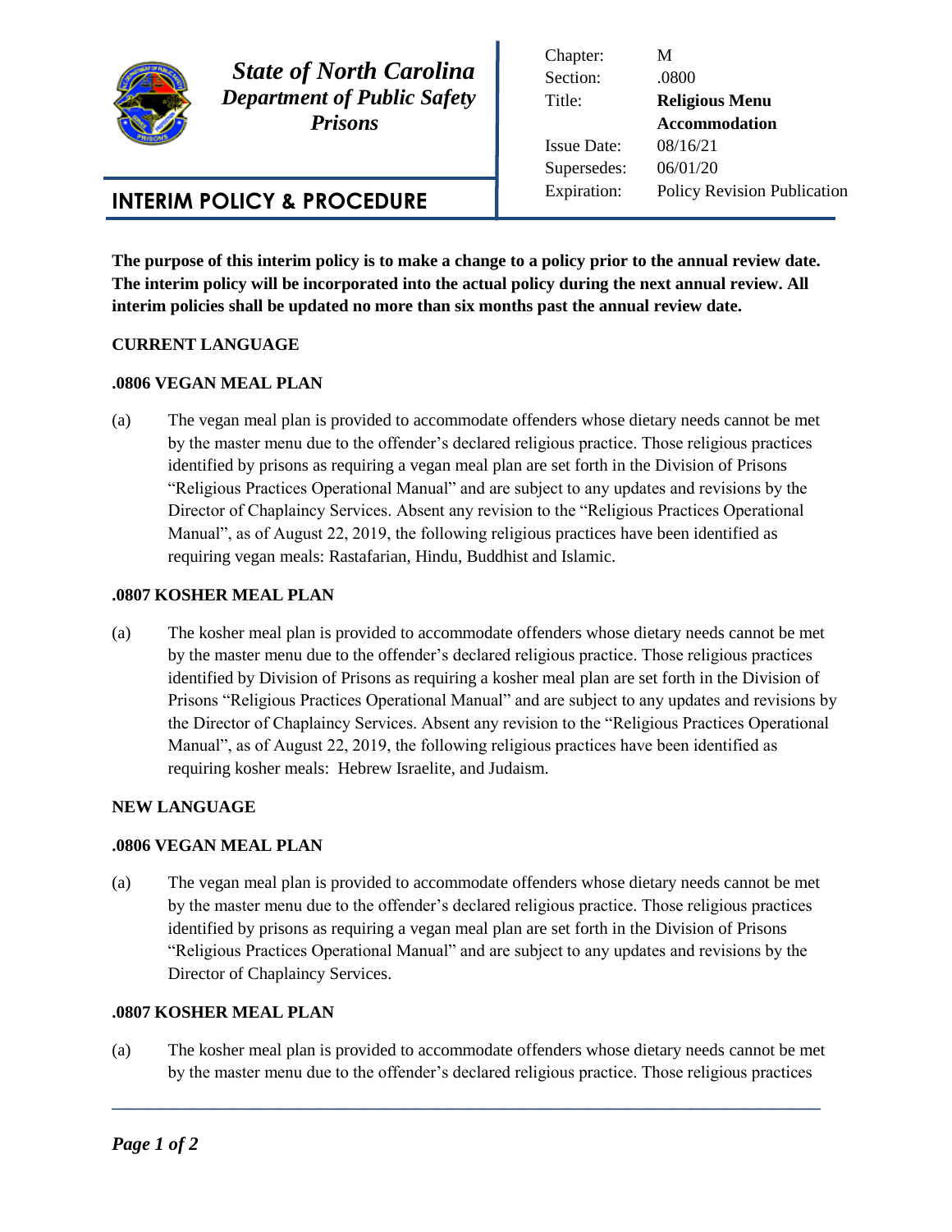**State of North Carolina**
**Department of Public Safety**
**Prisons**

| | |
|---|---|
| Chapter: | M |
| Section: | .0800 |
| Title: | **Religious Menu Accommodation** |
| Issue Date: | 08/16/21 |
| Supersedes: | 06/01/20 |
| Expiration: | Policy Revision Publication |

# INTERIM POLICY & PROCEDURE

**The purpose of this interim policy is to make a change to a policy prior to the annual review date. The interim policy will be incorporated into the actual policy during the next annual review. All interim policies shall be updated no more than six months past the annual review date.**

**CURRENT LANGUAGE**

**.0806 VEGAN MEAL PLAN**

(a) The vegan meal plan is provided to accommodate offenders whose dietary needs cannot be met by the master menu due to the offender's declared religious practice. Those religious practices identified by prisons as requiring a vegan meal plan are set forth in the Division of Prisons "Religious Practices Operational Manual" and are subject to any updates and revisions by the Director of Chaplaincy Services. Absent any revision to the "Religious Practices Operational Manual", as of August 22, 2019, the following religious practices have been identified as requiring vegan meals: Rastafarian, Hindu, Buddhist and Islamic.

**.0807 KOSHER MEAL PLAN**

(a) The kosher meal plan is provided to accommodate offenders whose dietary needs cannot be met by the master menu due to the offender's declared religious practice. Those religious practices identified by Division of Prisons as requiring a kosher meal plan are set forth in the Division of Prisons "Religious Practices Operational Manual" and are subject to any updates and revisions by the Director of Chaplaincy Services. Absent any revision to the "Religious Practices Operational Manual", as of August 22, 2019, the following religious practices have been identified as requiring kosher meals: Hebrew Israelite, and Judaism.

**NEW LANGUAGE**

**.0806 VEGAN MEAL PLAN**

(a) The vegan meal plan is provided to accommodate offenders whose dietary needs cannot be met by the master menu due to the offender's declared religious practice. Those religious practices identified by prisons as requiring a vegan meal plan are set forth in the Division of Prisons "Religious Practices Operational Manual" and are subject to any updates and revisions by the Director of Chaplaincy Services.

**.0807 KOSHER MEAL PLAN**

(a) The kosher meal plan is provided to accommodate offenders whose dietary needs cannot be met by the master menu due to the offender's declared religious practice. Those religious practices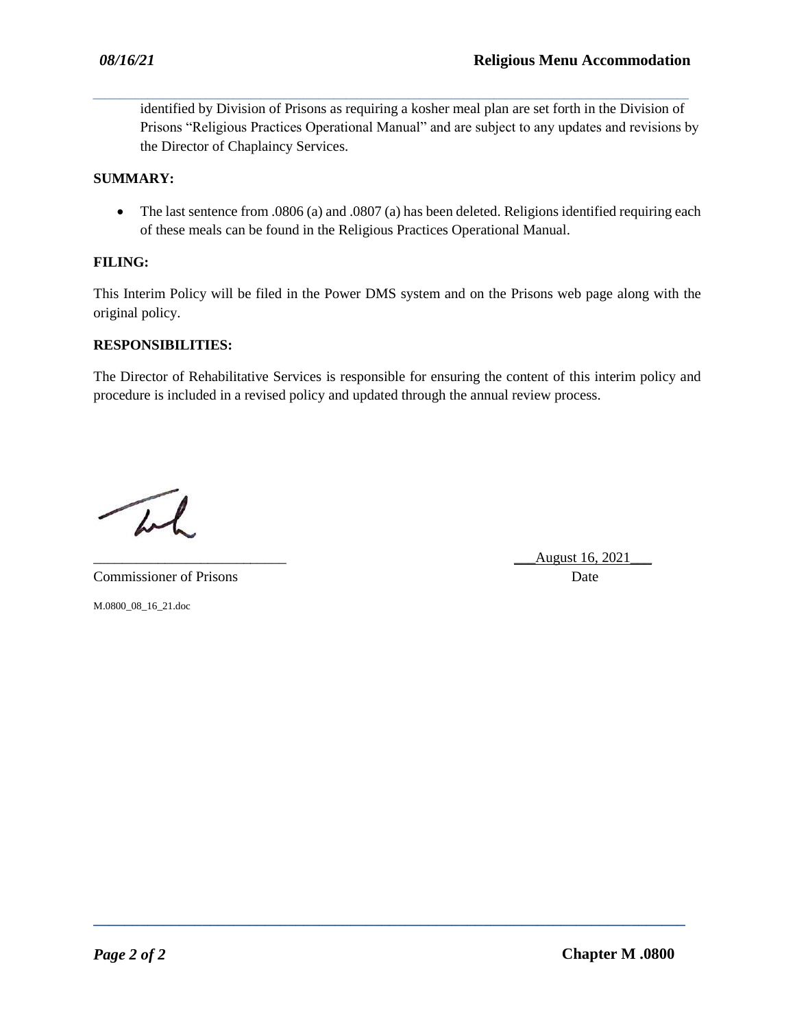identified by Division of Prisons as requiring a kosher meal plan are set forth in the Division of Prisons "Religious Practices Operational Manual" and are subject to any updates and revisions by the Director of Chaplaincy Services.

**SUMMARY:**

- The last sentence from .0806 (a) and .0807 (a) has been deleted. Religions identified requiring each of these meals can be found in the Religious Practices Operational Manual.

**FILING:**

This Interim Policy will be filed in the Power DMS system and on the Prisons web page along with the original policy.

**RESPONSIBILITIES:**

The Director of Rehabilitative Services is responsible for ensuring the content of this interim policy and procedure is included in a revised policy and updated through the annual review process.

___________________________ ___August 16, 2021___

Commissioner of Prisons Date

M.0800_08_16_21.doc